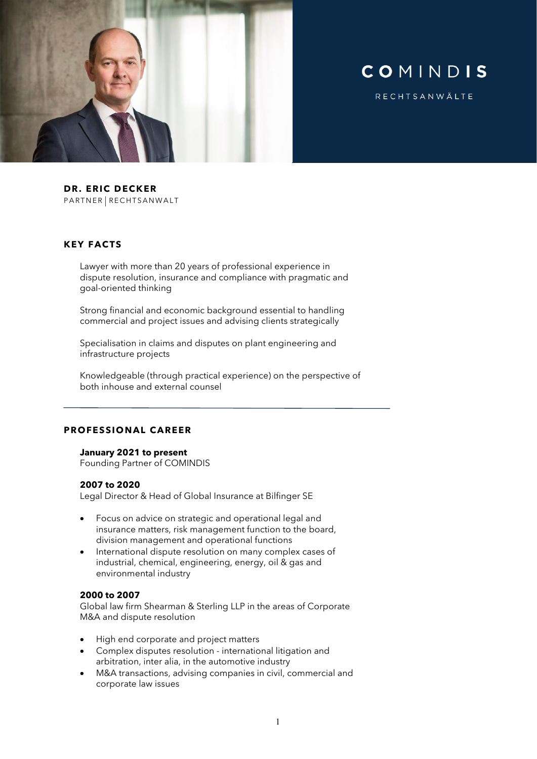COMINDIS

RECHTSANWÄLTE

# DR. ERIC DECKER

PARTNER | RECHTSANWALT

## KEY FACTS

Lawyer with more than 20 years of professional experience in dispute resolution, insurance and compliance with pragmatic and goal-oriented thinking

Strong financial and economic background essential to handling commercial and project issues and advising clients strategically

Specialisation in claims and disputes on plant engineering and infrastructure projects

Knowledgeable (through practical experience) on the perspective of both inhouse and external counsel

---

## PROFESSIONAL CAREER

**January 2021 to present**
Founding Partner of COMINDIS

**2007 to 2020**
Legal Director & Head of Global Insurance at Bilfinger SE

- Focus on advice on strategic and operational legal and insurance matters, risk management function to the board, division management and operational functions
- International dispute resolution on many complex cases of industrial, chemical, engineering, energy, oil & gas and environmental industry

**2000 to 2007**
Global law firm Shearman & Sterling LLP in the areas of Corporate M&A and dispute resolution

- High end corporate and project matters
- Complex disputes resolution - international litigation and arbitration, inter alia, in the automotive industry
- M&A transactions, advising companies in civil, commercial and corporate law issues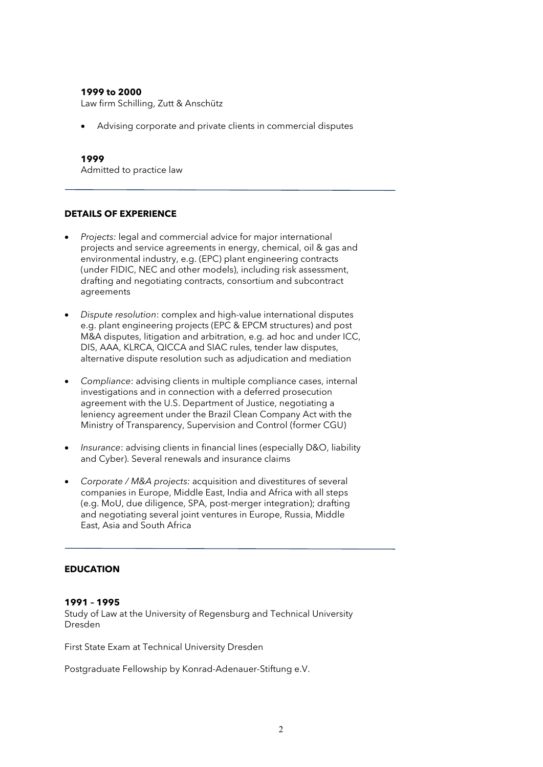**1999 to 2000**
Law firm Schilling, Zutt & Anschütz

- Advising corporate and private clients in commercial disputes

**1999**
Admitted to practice law

---

## DETAILS OF EXPERIENCE

- *Projects:* legal and commercial advice for major international projects and service agreements in energy, chemical, oil & gas and environmental industry, e.g. (EPC) plant engineering contracts (under FIDIC, NEC and other models), including risk assessment, drafting and negotiating contracts, consortium and subcontract agreements

- *Dispute resolution*: complex and high-value international disputes e.g. plant engineering projects (EPC & EPCM structures) and post M&A disputes, litigation and arbitration, e.g. ad hoc and under ICC, DIS, AAA, KLRCA, QICCA and SIAC rules, tender law disputes, alternative dispute resolution such as adjudication and mediation

- *Compliance*: advising clients in multiple compliance cases, internal investigations and in connection with a deferred prosecution agreement with the U.S. Department of Justice, negotiating a leniency agreement under the Brazil Clean Company Act with the Ministry of Transparency, Supervision and Control (former CGU)

- *Insurance*: advising clients in financial lines (especially D&O, liability and Cyber). Several renewals and insurance claims

- *Corporate / M&A projects:* acquisition and divestitures of several companies in Europe, Middle East, India and Africa with all steps (e.g. MoU, due diligence, SPA, post-merger integration); drafting and negotiating several joint ventures in Europe, Russia, Middle East, Asia and South Africa

---

## EDUCATION

**1991 – 1995**
Study of Law at the University of Regensburg and Technical University Dresden

First State Exam at Technical University Dresden

Postgraduate Fellowship by Konrad-Adenauer-Stiftung e.V.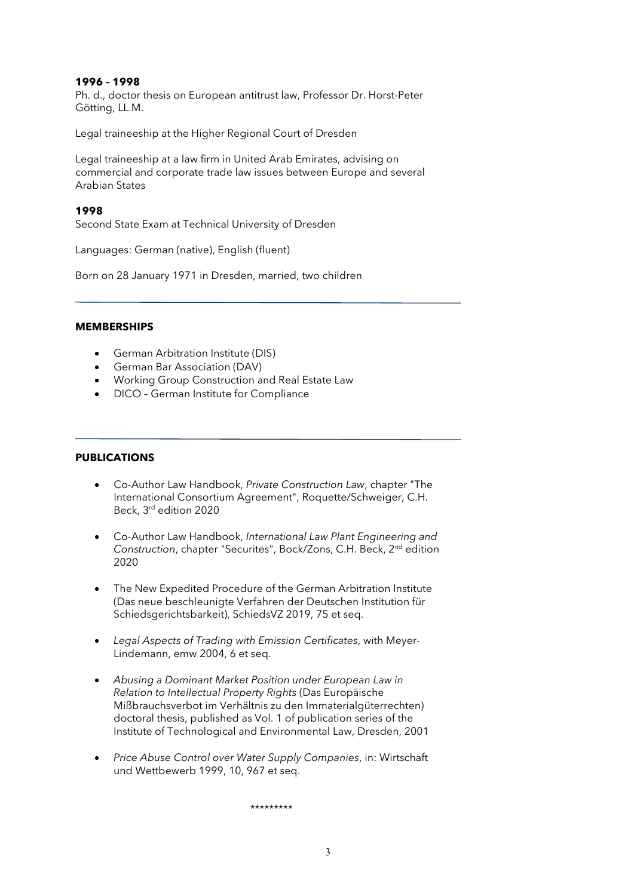**1996 – 1998**
Ph. d., doctor thesis on European antitrust law, Professor Dr. Horst-Peter Götting, LL.M.

Legal traineeship at the Higher Regional Court of Dresden

Legal traineeship at a law firm in United Arab Emirates, advising on commercial and corporate trade law issues between Europe and several Arabian States

**1998**
Second State Exam at Technical University of Dresden

Languages: German (native), English (fluent)

Born on 28 January 1971 in Dresden, married, two children

---

**MEMBERSHIPS**

- German Arbitration Institute (DIS)
- German Bar Association (DAV)
- Working Group Construction and Real Estate Law
- DICO – German Institute for Compliance

---

**PUBLICATIONS**

- Co-Author Law Handbook, *Private Construction Law*, chapter "The International Consortium Agreement", Roquette/Schweiger, C.H. Beck, 3rd edition 2020

- Co-Author Law Handbook, *International Law Plant Engineering and Construction*, chapter "Securites", Bock/Zons, C.H. Beck, 2nd edition 2020

- The New Expedited Procedure of the German Arbitration Institute (Das neue beschleunigte Verfahren der Deutschen Institution für Schiedsgerichtsbarkeit), SchiedsVZ 2019, 75 et seq.

- *Legal Aspects of Trading with Emission Certificates*, with Meyer-Lindemann, emw 2004, 6 et seq.

- *Abusing a Dominant Market Position under European Law in Relation to Intellectual Property Rights* (Das Europäische Mißbrauchsverbot im Verhältnis zu den Immaterialgüterrechten) doctoral thesis, published as Vol. 1 of publication series of the Institute of Technological and Environmental Law, Dresden, 2001

- *Price Abuse Control over Water Supply Companies*, in: Wirtschaft und Wettbewerb 1999, 10, 967 et seq.

*********